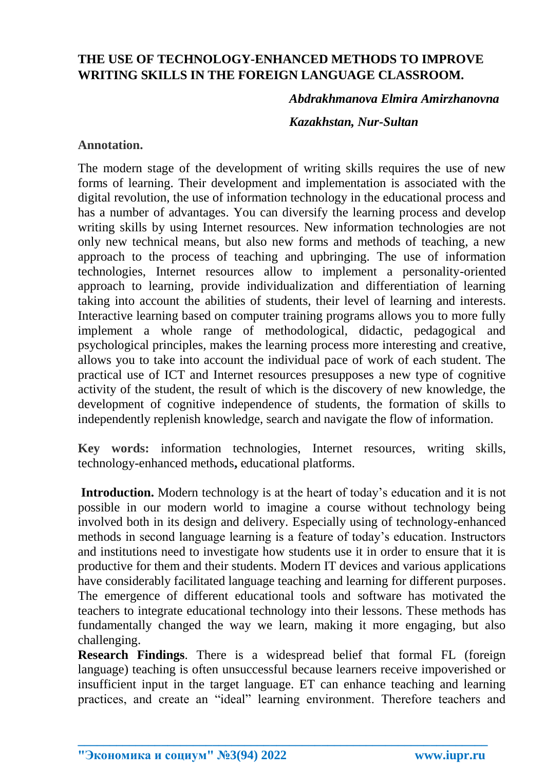# THE USE OF TECHNOLOGY-ENHANCED METHODS TO IMPROVE WRITING SKILLS IN THE FOREIGN LANGUAGE CLASSROOM.

***Abdrakhmanova Elmira Amirzhanovna***

***Kazakhstan, Nur-Sultan***

**Annotation.**

The modern stage of the development of writing skills requires the use of new forms of learning. Their development and implementation is associated with the digital revolution, the use of information technology in the educational process and has a number of advantages. You can diversify the learning process and develop writing skills by using Internet resources. New information technologies are not only new technical means, but also new forms and methods of teaching, a new approach to the process of teaching and upbringing. The use of information technologies, Internet resources allow to implement a personality-oriented approach to learning, provide individualization and differentiation of learning taking into account the abilities of students, their level of learning and interests. Interactive learning based on computer training programs allows you to more fully implement a whole range of methodological, didactic, pedagogical and psychological principles, makes the learning process more interesting and creative, allows you to take into account the individual pace of work of each student. The practical use of ICT and Internet resources presupposes a new type of cognitive activity of the student, the result of which is the discovery of new knowledge, the development of cognitive independence of students, the formation of skills to independently replenish knowledge, search and navigate the flow of information.

**Key words:** information technologies, Internet resources, writing skills, technology-enhanced methods**,** educational platforms.

**Introduction.** Modern technology is at the heart of today's education and it is not possible in our modern world to imagine a course without technology being involved both in its design and delivery. Especially using of technology-enhanced methods in second language learning is a feature of today's education. Instructors and institutions need to investigate how students use it in order to ensure that it is productive for them and their students. Modern IT devices and various applications have considerably facilitated language teaching and learning for different purposes. The emergence of different educational tools and software has motivated the teachers to integrate educational technology into their lessons. These methods has fundamentally changed the way we learn, making it more engaging, but also challenging.

**Research Findings**. There is a widespread belief that formal FL (foreign language) teaching is often unsuccessful because learners receive impoverished or insufficient input in the target language. ET can enhance teaching and learning practices, and create an "ideal" learning environment. Therefore teachers and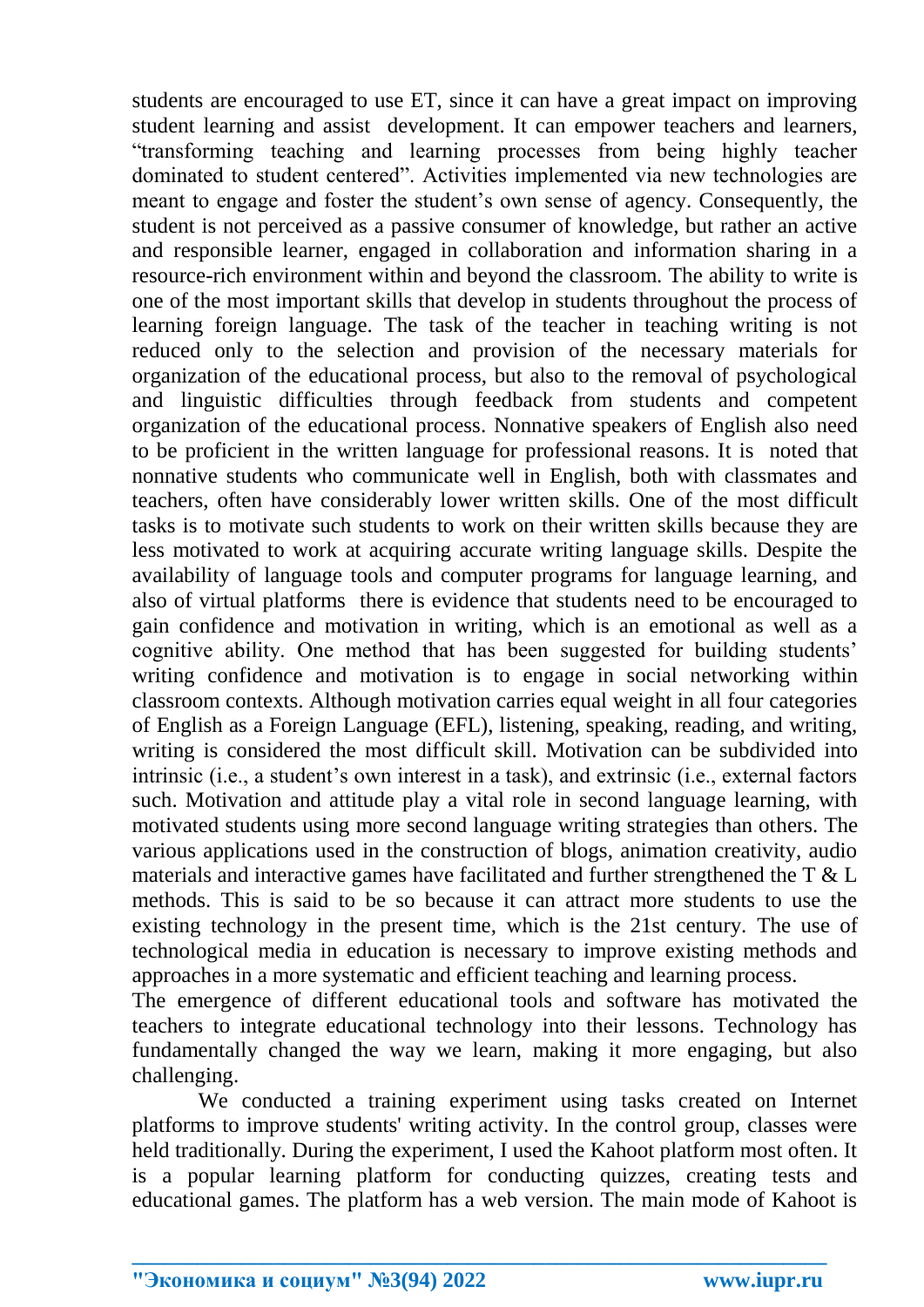students are encouraged to use ET, since it can have a great impact on improving student learning and assist development. It can empower teachers and learners, "transforming teaching and learning processes from being highly teacher dominated to student centered". Activities implemented via new technologies are meant to engage and foster the student's own sense of agency. Consequently, the student is not perceived as a passive consumer of knowledge, but rather an active and responsible learner, engaged in collaboration and information sharing in a resource-rich environment within and beyond the classroom. The ability to write is one of the most important skills that develop in students throughout the process of learning foreign language. The task of the teacher in teaching writing is not reduced only to the selection and provision of the necessary materials for organization of the educational process, but also to the removal of psychological and linguistic difficulties through feedback from students and competent organization of the educational process. Nonnative speakers of English also need to be proficient in the written language for professional reasons. It is noted that nonnative students who communicate well in English, both with classmates and teachers, often have considerably lower written skills. One of the most difficult tasks is to motivate such students to work on their written skills because they are less motivated to work at acquiring accurate writing language skills. Despite the availability of language tools and computer programs for language learning, and also of virtual platforms there is evidence that students need to be encouraged to gain confidence and motivation in writing, which is an emotional as well as a cognitive ability. One method that has been suggested for building students' writing confidence and motivation is to engage in social networking within classroom contexts. Although motivation carries equal weight in all four categories of English as a Foreign Language (EFL), listening, speaking, reading, and writing, writing is considered the most difficult skill. Motivation can be subdivided into intrinsic (i.e., a student's own interest in a task), and extrinsic (i.e., external factors such. Motivation and attitude play a vital role in second language learning, with motivated students using more second language writing strategies than others. The various applications used in the construction of blogs, animation creativity, audio materials and interactive games have facilitated and further strengthened the T & L methods. This is said to be so because it can attract more students to use the existing technology in the present time, which is the 21st century. The use of technological media in education is necessary to improve existing methods and approaches in a more systematic and efficient teaching and learning process.

The emergence of different educational tools and software has motivated the teachers to integrate educational technology into their lessons. Technology has fundamentally changed the way we learn, making it more engaging, but also challenging.

We conducted a training experiment using tasks created on Internet platforms to improve students' writing activity. In the control group, classes were held traditionally. During the experiment, I used the Kahoot platform most often. It is a popular learning platform for conducting quizzes, creating tests and educational games. The platform has a web version. The main mode of Kahoot is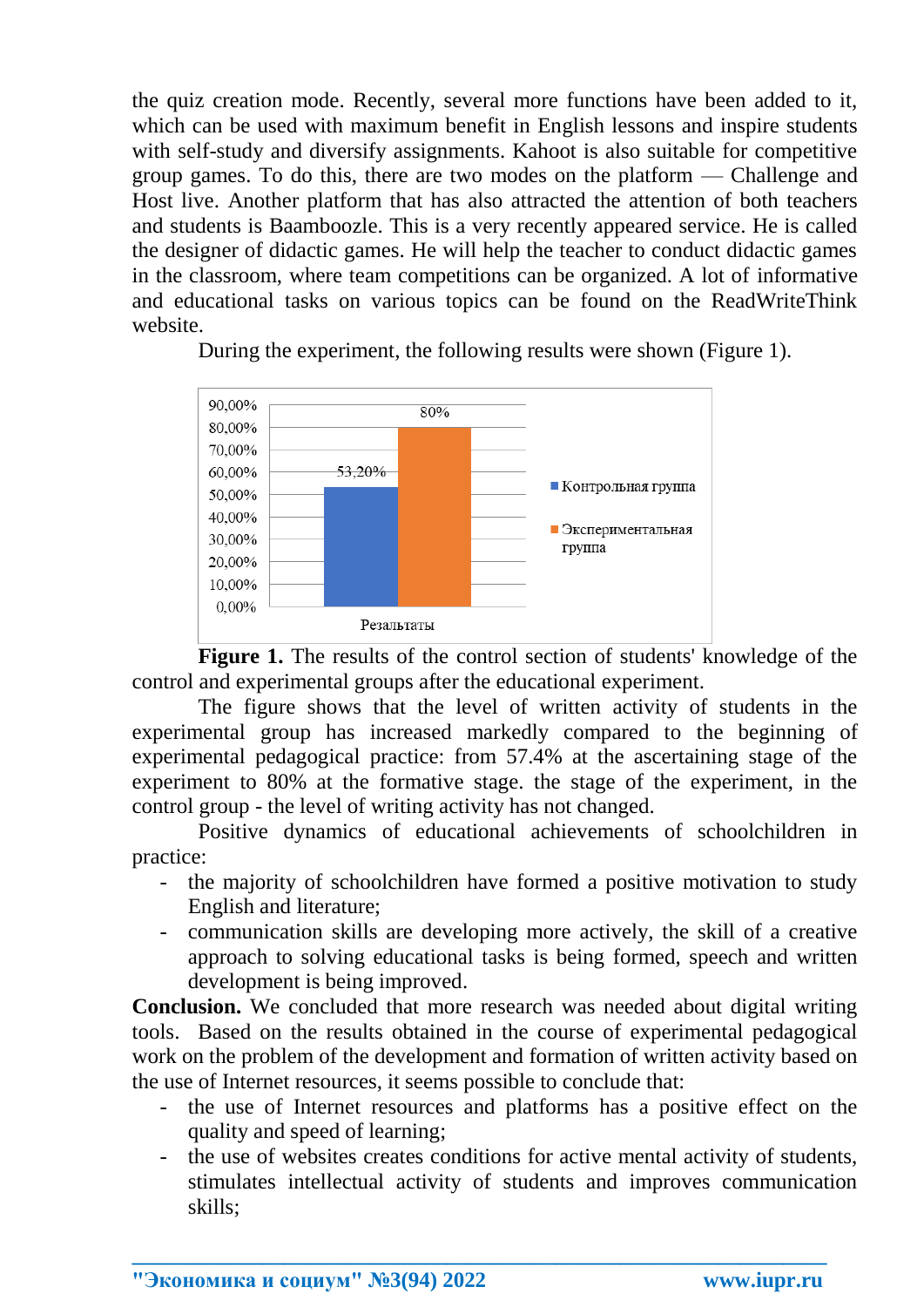the quiz creation mode. Recently, several more functions have been added to it, which can be used with maximum benefit in English lessons and inspire students with self-study and diversify assignments. Kahoot is also suitable for competitive group games. To do this, there are two modes on the platform — Challenge and Host live. Another platform that has also attracted the attention of both teachers and students is Baamboozle. This is a very recently appeared service. He is called the designer of didactic games. He will help the teacher to conduct didactic games in the classroom, where team competitions can be organized. A lot of informative and educational tasks on various topics can be found on the ReadWriteThink website.

During the experiment, the following results were shown (Figure 1).

**Figure 1.** The results of the control section of students' knowledge of the control and experimental groups after the educational experiment.

The figure shows that the level of written activity of students in the experimental group has increased markedly compared to the beginning of experimental pedagogical practice: from 57.4% at the ascertaining stage of the experiment to 80% at the formative stage. the stage of the experiment, in the control group - the level of writing activity has not changed.

Positive dynamics of educational achievements of schoolchildren in practice:

- the majority of schoolchildren have formed a positive motivation to study English and literature;
- communication skills are developing more actively, the skill of a creative approach to solving educational tasks is being formed, speech and written development is being improved.

**Conclusion.** We concluded that more research was needed about digital writing tools. Based on the results obtained in the course of experimental pedagogical work on the problem of the development and formation of written activity based on the use of Internet resources, it seems possible to conclude that:

- the use of Internet resources and platforms has a positive effect on the quality and speed of learning;
- the use of websites creates conditions for active mental activity of students, stimulates intellectual activity of students and improves communication skills;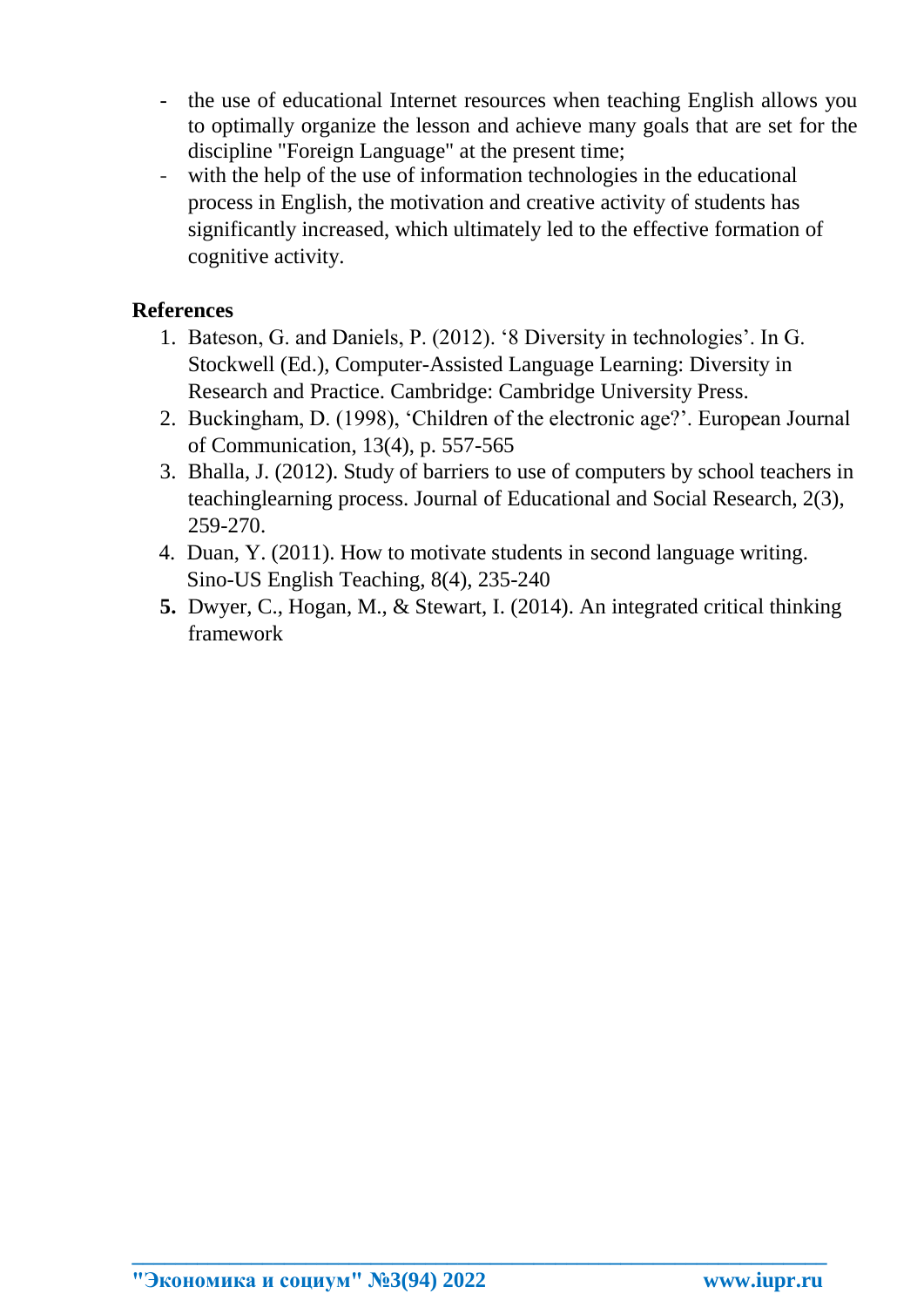- the use of educational Internet resources when teaching English allows you to optimally organize the lesson and achieve many goals that are set for the discipline "Foreign Language" at the present time;
- with the help of the use of information technologies in the educational process in English, the motivation and creative activity of students has significantly increased, which ultimately led to the effective formation of cognitive activity.

**References**

1. Bateson, G. and Daniels, P. (2012). '8 Diversity in technologies'. In G. Stockwell (Ed.), Computer-Assisted Language Learning: Diversity in Research and Practice. Cambridge: Cambridge University Press.
2. Buckingham, D. (1998), 'Children of the electronic age?'. European Journal of Communication, 13(4), p. 557-565
3. Bhalla, J. (2012). Study of barriers to use of computers by school teachers in teachinglearning process. Journal of Educational and Social Research, 2(3), 259-270.
4. Duan, Y. (2011). How to motivate students in second language writing. Sino-US English Teaching, 8(4), 235-240
5. Dwyer, C., Hogan, M., & Stewart, I. (2014). An integrated critical thinking framework